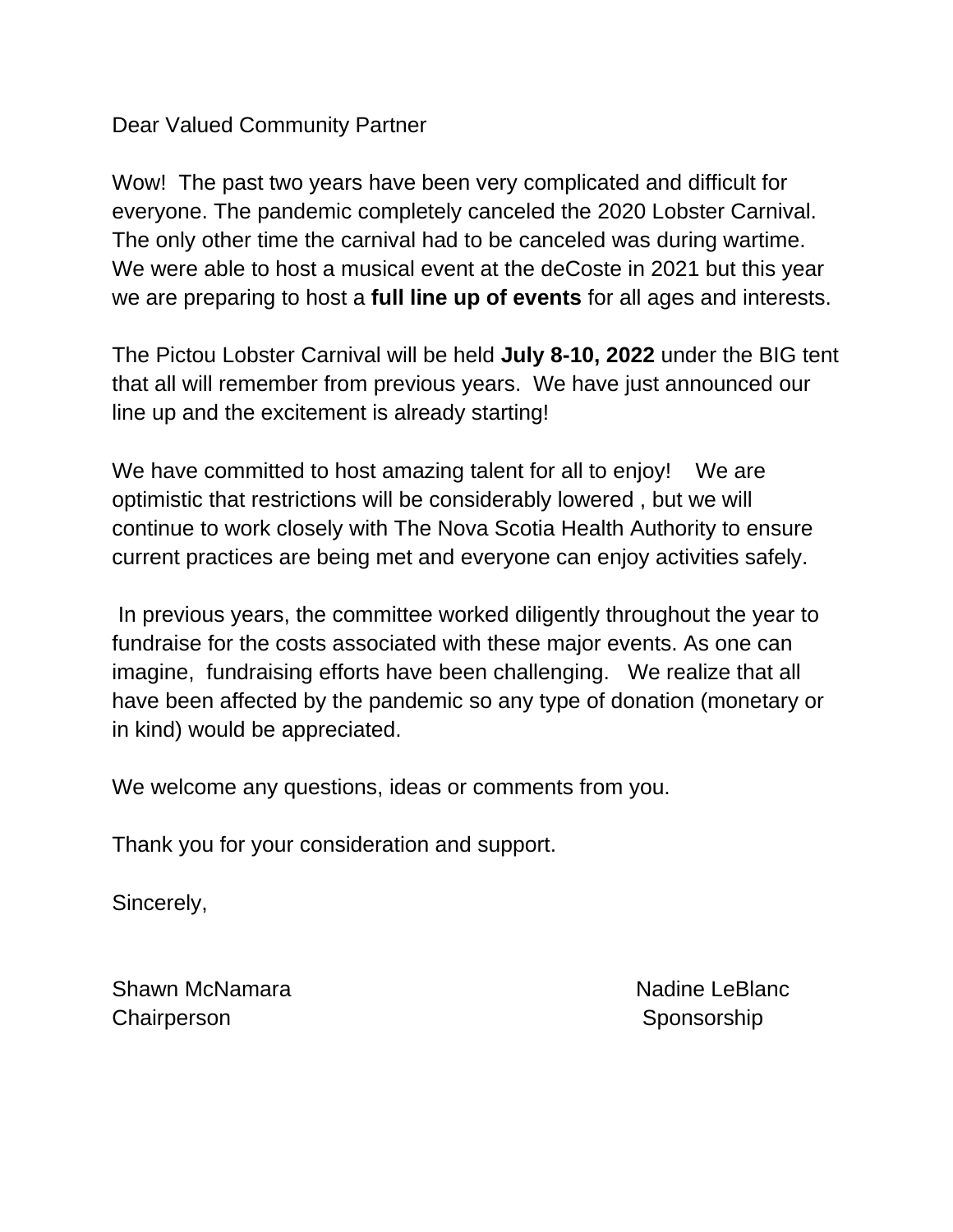Dear Valued Community Partner

Wow!  The past two years have been very complicated and difficult for everyone. The pandemic completely canceled the 2020 Lobster Carnival. The only other time the carnival had to be canceled was during wartime. We were able to host a musical event at the deCoste in 2021 but this year we are preparing to host a **full line up of events** for all ages and interests.

The Pictou Lobster Carnival will be held **July 8-10, 2022** under the BIG tent that all will remember from previous years.  We have just announced our line up and the excitement is already starting!

We have committed to host amazing talent for all to enjoy!    We are optimistic that restrictions will be considerably lowered , but we will continue to work closely with The Nova Scotia Health Authority to ensure current practices are being met and everyone can enjoy activities safely.

In previous years, the committee worked diligently throughout the year to fundraise for the costs associated with these major events. As one can imagine,  fundraising efforts have been challenging.   We realize that all have been affected by the pandemic so any type of donation (monetary or in kind) would be appreciated.

We welcome any questions, ideas or comments from you.

Thank you for your consideration and support.

Sincerely,

Shawn McNamara
Chairperson

Nadine LeBlanc
Sponsorship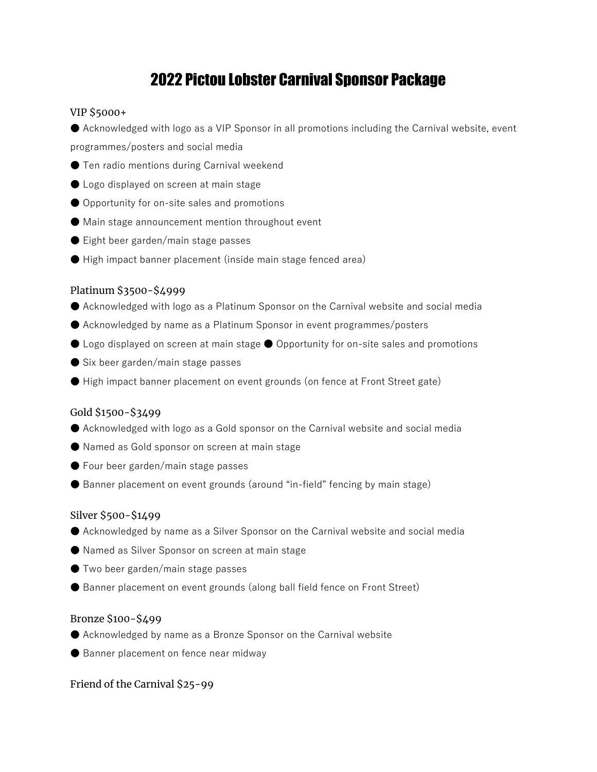# 2022 Pictou Lobster Carnival Sponsor Package

VIP $5000+

- Acknowledged with logo as a VIP Sponsor in all promotions including the Carnival website, event programmes/posters and social media
- Ten radio mentions during Carnival weekend
- Logo displayed on screen at main stage
- Opportunity for on-site sales and promotions
- Main stage announcement mention throughout event
- Eight beer garden/main stage passes
- High impact banner placement (inside main stage fenced area)

Platinum $3500-$4999

- Acknowledged with logo as a Platinum Sponsor on the Carnival website and social media
- Acknowledged by name as a Platinum Sponsor in event programmes/posters
- Logo displayed on screen at main stage ● Opportunity for on-site sales and promotions
- Six beer garden/main stage passes
- High impact banner placement on event grounds (on fence at Front Street gate)

Gold $1500-$3499

- Acknowledged with logo as a Gold sponsor on the Carnival website and social media
- Named as Gold sponsor on screen at main stage
- Four beer garden/main stage passes
- Banner placement on event grounds (around "in-field" fencing by main stage)

Silver $500-$1499

- Acknowledged by name as a Silver Sponsor on the Carnival website and social media
- Named as Silver Sponsor on screen at main stage
- Two beer garden/main stage passes
- Banner placement on event grounds (along ball field fence on Front Street)

Bronze $100-$499

- Acknowledged by name as a Bronze Sponsor on the Carnival website
- Banner placement on fence near midway

Friend of the Carnival $25-99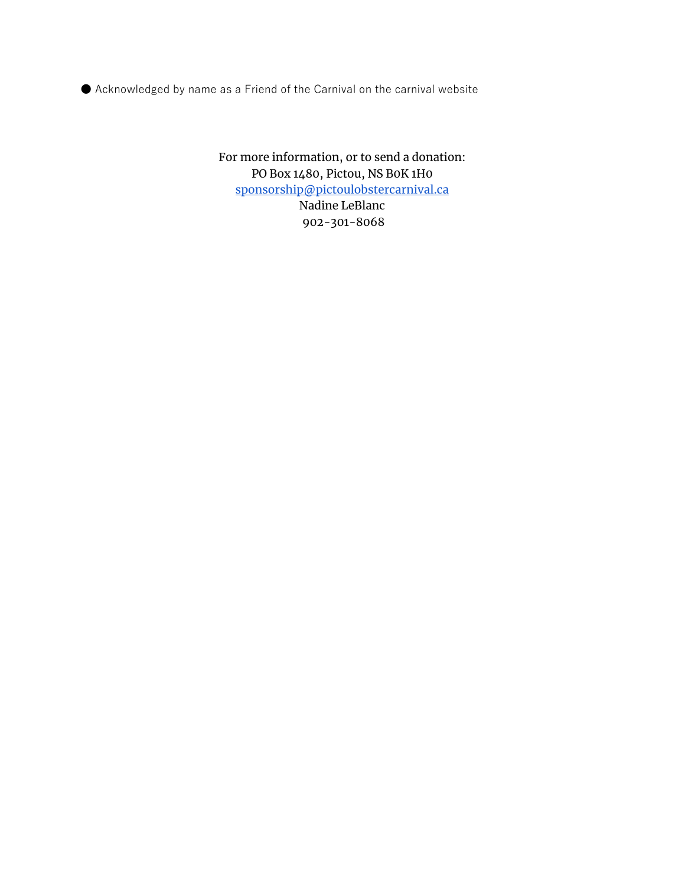- Acknowledged by name as a Friend of the Carnival on the carnival website

For more information, or to send a donation:
PO Box 1480, Pictou, NS B0K 1H0
sponsorship@pictoulobstercarnival.ca
Nadine LeBlanc
902-301-8068